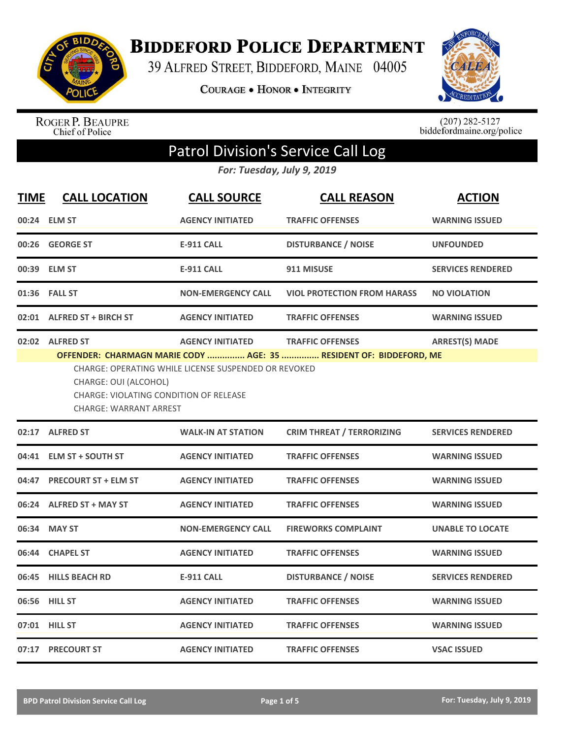# Biddeford Police Department

39 Alfred Street, Biddeford, Maine 04005

Courage • Honor • Integrity

Roger P. Beaupre
Chief of Police

(207) 282-5127
biddefordmaine.org/police

## Patrol Division's Service Call Log

*For: Tuesday, July 9, 2019*

| TIME | CALL LOCATION | CALL SOURCE | CALL REASON | ACTION |
|---|---|---|---|---|
| 00:24 | ELM ST | AGENCY INITIATED | TRAFFIC OFFENSES | WARNING ISSUED |
| 00:26 | GEORGE ST | E-911 CALL | DISTURBANCE / NOISE | UNFOUNDED |
| 00:39 | ELM ST | E-911 CALL | 911 MISUSE | SERVICES RENDERED |
| 01:36 | FALL ST | NON-EMERGENCY CALL | VIOL PROTECTION FROM HARASS | NO VIOLATION |
| 02:01 | ALFRED ST + BIRCH ST | AGENCY INITIATED | TRAFFIC OFFENSES | WARNING ISSUED |
| 02:02 | ALFRED ST | AGENCY INITIATED | TRAFFIC OFFENSES | ARREST(S) MADE |

**OFFENDER: CHARMAGN MARIE CODY ............... AGE: 35 ............... RESIDENT OF: BIDDEFORD, ME**

CHARGE: OPERATING WHILE LICENSE SUSPENDED OR REVOKED
CHARGE: OUI (ALCOHOL)
CHARGE: VIOLATING CONDITION OF RELEASE
CHARGE: WARRANT ARREST

| TIME | CALL LOCATION | CALL SOURCE | CALL REASON | ACTION |
|---|---|---|---|---|
| 02:17 | ALFRED ST | WALK-IN AT STATION | CRIM THREAT / TERRORIZING | SERVICES RENDERED |
| 04:41 | ELM ST + SOUTH ST | AGENCY INITIATED | TRAFFIC OFFENSES | WARNING ISSUED |
| 04:47 | PRECOURT ST + ELM ST | AGENCY INITIATED | TRAFFIC OFFENSES | WARNING ISSUED |
| 06:24 | ALFRED ST + MAY ST | AGENCY INITIATED | TRAFFIC OFFENSES | WARNING ISSUED |
| 06:34 | MAY ST | NON-EMERGENCY CALL | FIREWORKS COMPLAINT | UNABLE TO LOCATE |
| 06:44 | CHAPEL ST | AGENCY INITIATED | TRAFFIC OFFENSES | WARNING ISSUED |
| 06:45 | HILLS BEACH RD | E-911 CALL | DISTURBANCE / NOISE | SERVICES RENDERED |
| 06:56 | HILL ST | AGENCY INITIATED | TRAFFIC OFFENSES | WARNING ISSUED |
| 07:01 | HILL ST | AGENCY INITIATED | TRAFFIC OFFENSES | WARNING ISSUED |
| 07:17 | PRECOURT ST | AGENCY INITIATED | TRAFFIC OFFENSES | VSAC ISSUED |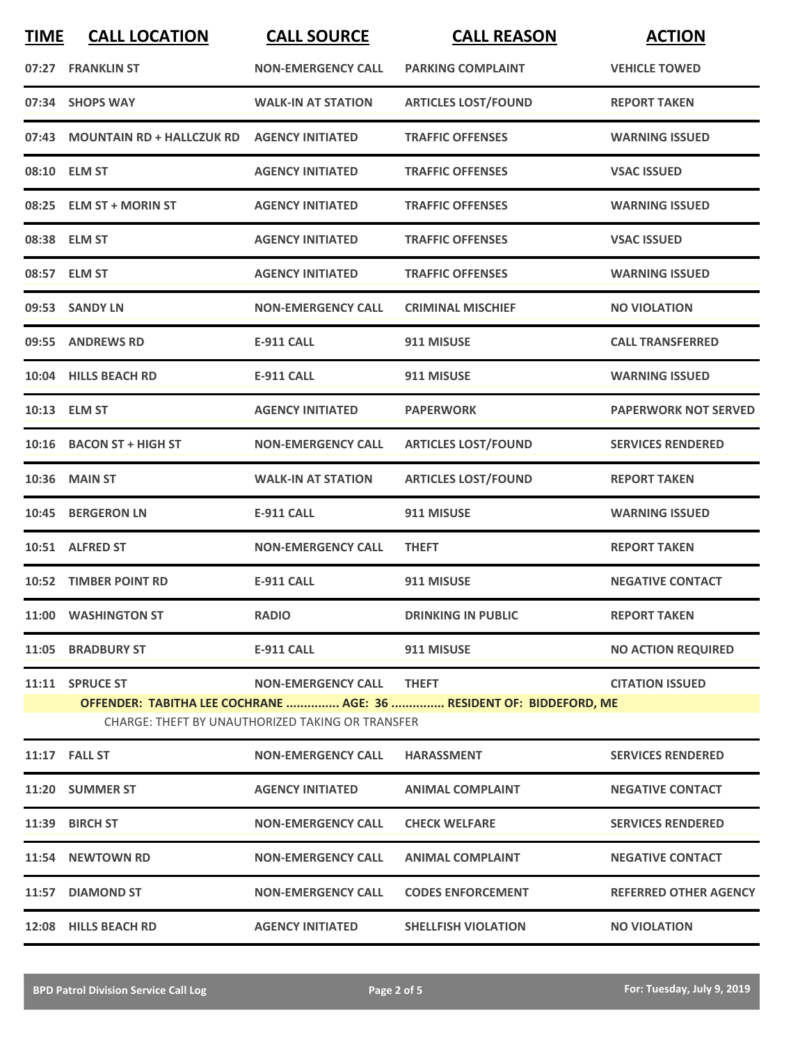| TIME | CALL LOCATION | CALL SOURCE | CALL REASON | ACTION |
|---|---|---|---|---|
| 07:27 | FRANKLIN ST | NON-EMERGENCY CALL | PARKING COMPLAINT | VEHICLE TOWED |
| 07:34 | SHOPS WAY | WALK-IN AT STATION | ARTICLES LOST/FOUND | REPORT TAKEN |
| 07:43 | MOUNTAIN RD + HALLCZUK RD | AGENCY INITIATED | TRAFFIC OFFENSES | WARNING ISSUED |
| 08:10 | ELM ST | AGENCY INITIATED | TRAFFIC OFFENSES | VSAC ISSUED |
| 08:25 | ELM ST + MORIN ST | AGENCY INITIATED | TRAFFIC OFFENSES | WARNING ISSUED |
| 08:38 | ELM ST | AGENCY INITIATED | TRAFFIC OFFENSES | VSAC ISSUED |
| 08:57 | ELM ST | AGENCY INITIATED | TRAFFIC OFFENSES | WARNING ISSUED |
| 09:53 | SANDY LN | NON-EMERGENCY CALL | CRIMINAL MISCHIEF | NO VIOLATION |
| 09:55 | ANDREWS RD | E-911 CALL | 911 MISUSE | CALL TRANSFERRED |
| 10:04 | HILLS BEACH RD | E-911 CALL | 911 MISUSE | WARNING ISSUED |
| 10:13 | ELM ST | AGENCY INITIATED | PAPERWORK | PAPERWORK NOT SERVED |
| 10:16 | BACON ST + HIGH ST | NON-EMERGENCY CALL | ARTICLES LOST/FOUND | SERVICES RENDERED |
| 10:36 | MAIN ST | WALK-IN AT STATION | ARTICLES LOST/FOUND | REPORT TAKEN |
| 10:45 | BERGERON LN | E-911 CALL | 911 MISUSE | WARNING ISSUED |
| 10:51 | ALFRED ST | NON-EMERGENCY CALL | THEFT | REPORT TAKEN |
| 10:52 | TIMBER POINT RD | E-911 CALL | 911 MISUSE | NEGATIVE CONTACT |
| 11:00 | WASHINGTON ST | RADIO | DRINKING IN PUBLIC | REPORT TAKEN |
| 11:05 | BRADBURY ST | E-911 CALL | 911 MISUSE | NO ACTION REQUIRED |
| 11:11 | SPRUCE ST | NON-EMERGENCY CALL | THEFT | CITATION ISSUED |
| | OFFENDER: TABITHA LEE COCHRANE ............... AGE: 36 ............... RESIDENT OF: BIDDEFORD, ME | | | |
| | CHARGE: THEFT BY UNAUTHORIZED TAKING OR TRANSFER | | | |
| 11:17 | FALL ST | NON-EMERGENCY CALL | HARASSMENT | SERVICES RENDERED |
| 11:20 | SUMMER ST | AGENCY INITIATED | ANIMAL COMPLAINT | NEGATIVE CONTACT |
| 11:39 | BIRCH ST | NON-EMERGENCY CALL | CHECK WELFARE | SERVICES RENDERED |
| 11:54 | NEWTOWN RD | NON-EMERGENCY CALL | ANIMAL COMPLAINT | NEGATIVE CONTACT |
| 11:57 | DIAMOND ST | NON-EMERGENCY CALL | CODES ENFORCEMENT | REFERRED OTHER AGENCY |
| 12:08 | HILLS BEACH RD | AGENCY INITIATED | SHELLFISH VIOLATION | NO VIOLATION |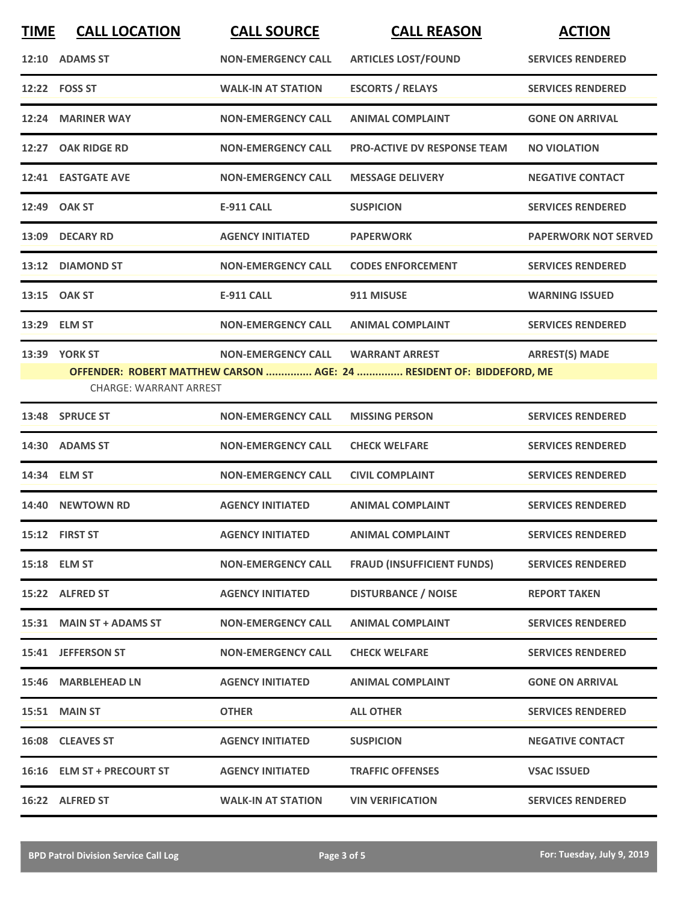| TIME | CALL LOCATION | CALL SOURCE | CALL REASON | ACTION |
|---|---|---|---|---|
| 12:10 | ADAMS ST | NON-EMERGENCY CALL | ARTICLES LOST/FOUND | SERVICES RENDERED |
| 12:22 | FOSS ST | WALK-IN AT STATION | ESCORTS / RELAYS | SERVICES RENDERED |
| 12:24 | MARINER WAY | NON-EMERGENCY CALL | ANIMAL COMPLAINT | GONE ON ARRIVAL |
| 12:27 | OAK RIDGE RD | NON-EMERGENCY CALL | PRO-ACTIVE DV RESPONSE TEAM | NO VIOLATION |
| 12:41 | EASTGATE AVE | NON-EMERGENCY CALL | MESSAGE DELIVERY | NEGATIVE CONTACT |
| 12:49 | OAK ST | E-911 CALL | SUSPICION | SERVICES RENDERED |
| 13:09 | DECARY RD | AGENCY INITIATED | PAPERWORK | PAPERWORK NOT SERVED |
| 13:12 | DIAMOND ST | NON-EMERGENCY CALL | CODES ENFORCEMENT | SERVICES RENDERED |
| 13:15 | OAK ST | E-911 CALL | 911 MISUSE | WARNING ISSUED |
| 13:29 | ELM ST | NON-EMERGENCY CALL | ANIMAL COMPLAINT | SERVICES RENDERED |
| 13:39 | YORK ST | NON-EMERGENCY CALL | WARRANT ARREST | ARREST(S) MADE |

**OFFENDER: ROBERT MATTHEW CARSON ............... AGE: 24 ............... RESIDENT OF: BIDDEFORD, ME**

CHARGE: WARRANT ARREST

| TIME | CALL LOCATION | CALL SOURCE | CALL REASON | ACTION |
|---|---|---|---|---|
| 13:48 | SPRUCE ST | NON-EMERGENCY CALL | MISSING PERSON | SERVICES RENDERED |
| 14:30 | ADAMS ST | NON-EMERGENCY CALL | CHECK WELFARE | SERVICES RENDERED |
| 14:34 | ELM ST | NON-EMERGENCY CALL | CIVIL COMPLAINT | SERVICES RENDERED |
| 14:40 | NEWTOWN RD | AGENCY INITIATED | ANIMAL COMPLAINT | SERVICES RENDERED |
| 15:12 | FIRST ST | AGENCY INITIATED | ANIMAL COMPLAINT | SERVICES RENDERED |
| 15:18 | ELM ST | NON-EMERGENCY CALL | FRAUD (INSUFFICIENT FUNDS) | SERVICES RENDERED |
| 15:22 | ALFRED ST | AGENCY INITIATED | DISTURBANCE / NOISE | REPORT TAKEN |
| 15:31 | MAIN ST + ADAMS ST | NON-EMERGENCY CALL | ANIMAL COMPLAINT | SERVICES RENDERED |
| 15:41 | JEFFERSON ST | NON-EMERGENCY CALL | CHECK WELFARE | SERVICES RENDERED |
| 15:46 | MARBLEHEAD LN | AGENCY INITIATED | ANIMAL COMPLAINT | GONE ON ARRIVAL |
| 15:51 | MAIN ST | OTHER | ALL OTHER | SERVICES RENDERED |
| 16:08 | CLEAVES ST | AGENCY INITIATED | SUSPICION | NEGATIVE CONTACT |
| 16:16 | ELM ST + PRECOURT ST | AGENCY INITIATED | TRAFFIC OFFENSES | VSAC ISSUED |
| 16:22 | ALFRED ST | WALK-IN AT STATION | VIN VERIFICATION | SERVICES RENDERED |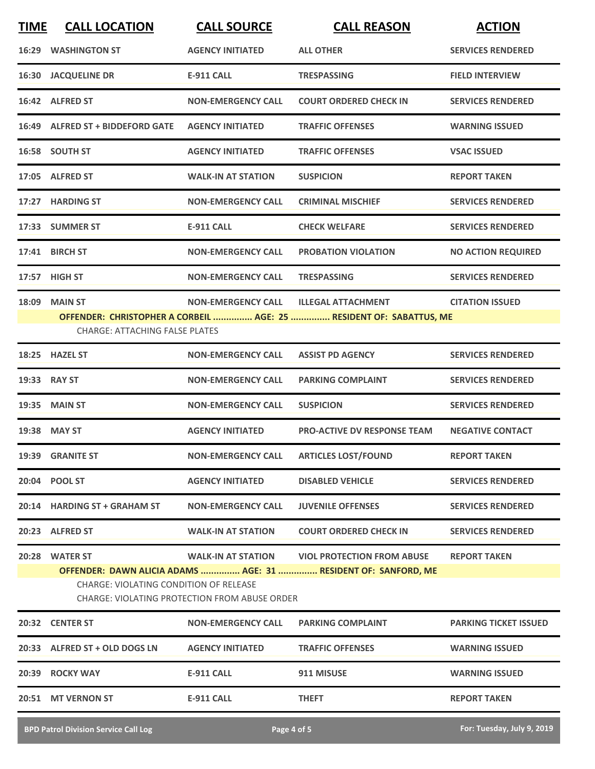| TIME | CALL LOCATION | CALL SOURCE | CALL REASON | ACTION |
|---|---|---|---|---|
| 16:29 | WASHINGTON ST | AGENCY INITIATED | ALL OTHER | SERVICES RENDERED |
| 16:30 | JACQUELINE DR | E-911 CALL | TRESPASSING | FIELD INTERVIEW |
| 16:42 | ALFRED ST | NON-EMERGENCY CALL | COURT ORDERED CHECK IN | SERVICES RENDERED |
| 16:49 | ALFRED ST + BIDDEFORD GATE | AGENCY INITIATED | TRAFFIC OFFENSES | WARNING ISSUED |
| 16:58 | SOUTH ST | AGENCY INITIATED | TRAFFIC OFFENSES | VSAC ISSUED |
| 17:05 | ALFRED ST | WALK-IN AT STATION | SUSPICION | REPORT TAKEN |
| 17:27 | HARDING ST | NON-EMERGENCY CALL | CRIMINAL MISCHIEF | SERVICES RENDERED |
| 17:33 | SUMMER ST | E-911 CALL | CHECK WELFARE | SERVICES RENDERED |
| 17:41 | BIRCH ST | NON-EMERGENCY CALL | PROBATION VIOLATION | NO ACTION REQUIRED |
| 17:57 | HIGH ST | NON-EMERGENCY CALL | TRESPASSING | SERVICES RENDERED |
| 18:09 | MAIN ST | NON-EMERGENCY CALL | ILLEGAL ATTACHMENT | CITATION ISSUED |
| | OFFENDER: CHRISTOPHER A CORBEIL ............... AGE: 25 ............... RESIDENT OF: SABATTUS, ME | | | |
| | CHARGE: ATTACHING FALSE PLATES | | | |
| 18:25 | HAZEL ST | NON-EMERGENCY CALL | ASSIST PD AGENCY | SERVICES RENDERED |
| 19:33 | RAY ST | NON-EMERGENCY CALL | PARKING COMPLAINT | SERVICES RENDERED |
| 19:35 | MAIN ST | NON-EMERGENCY CALL | SUSPICION | SERVICES RENDERED |
| 19:38 | MAY ST | AGENCY INITIATED | PRO-ACTIVE DV RESPONSE TEAM | NEGATIVE CONTACT |
| 19:39 | GRANITE ST | NON-EMERGENCY CALL | ARTICLES LOST/FOUND | REPORT TAKEN |
| 20:04 | POOL ST | AGENCY INITIATED | DISABLED VEHICLE | SERVICES RENDERED |
| 20:14 | HARDING ST + GRAHAM ST | NON-EMERGENCY CALL | JUVENILE OFFENSES | SERVICES RENDERED |
| 20:23 | ALFRED ST | WALK-IN AT STATION | COURT ORDERED CHECK IN | SERVICES RENDERED |
| 20:28 | WATER ST | WALK-IN AT STATION | VIOL PROTECTION FROM ABUSE | REPORT TAKEN |
| | OFFENDER: DAWN ALICIA ADAMS ............... AGE: 31 ............... RESIDENT OF: SANFORD, ME | | | |
| | CHARGE: VIOLATING CONDITION OF RELEASE | | | |
| | CHARGE: VIOLATING PROTECTION FROM ABUSE ORDER | | | |
| 20:32 | CENTER ST | NON-EMERGENCY CALL | PARKING COMPLAINT | PARKING TICKET ISSUED |
| 20:33 | ALFRED ST + OLD DOGS LN | AGENCY INITIATED | TRAFFIC OFFENSES | WARNING ISSUED |
| 20:39 | ROCKY WAY | E-911 CALL | 911 MISUSE | WARNING ISSUED |
| 20:51 | MT VERNON ST | E-911 CALL | THEFT | REPORT TAKEN |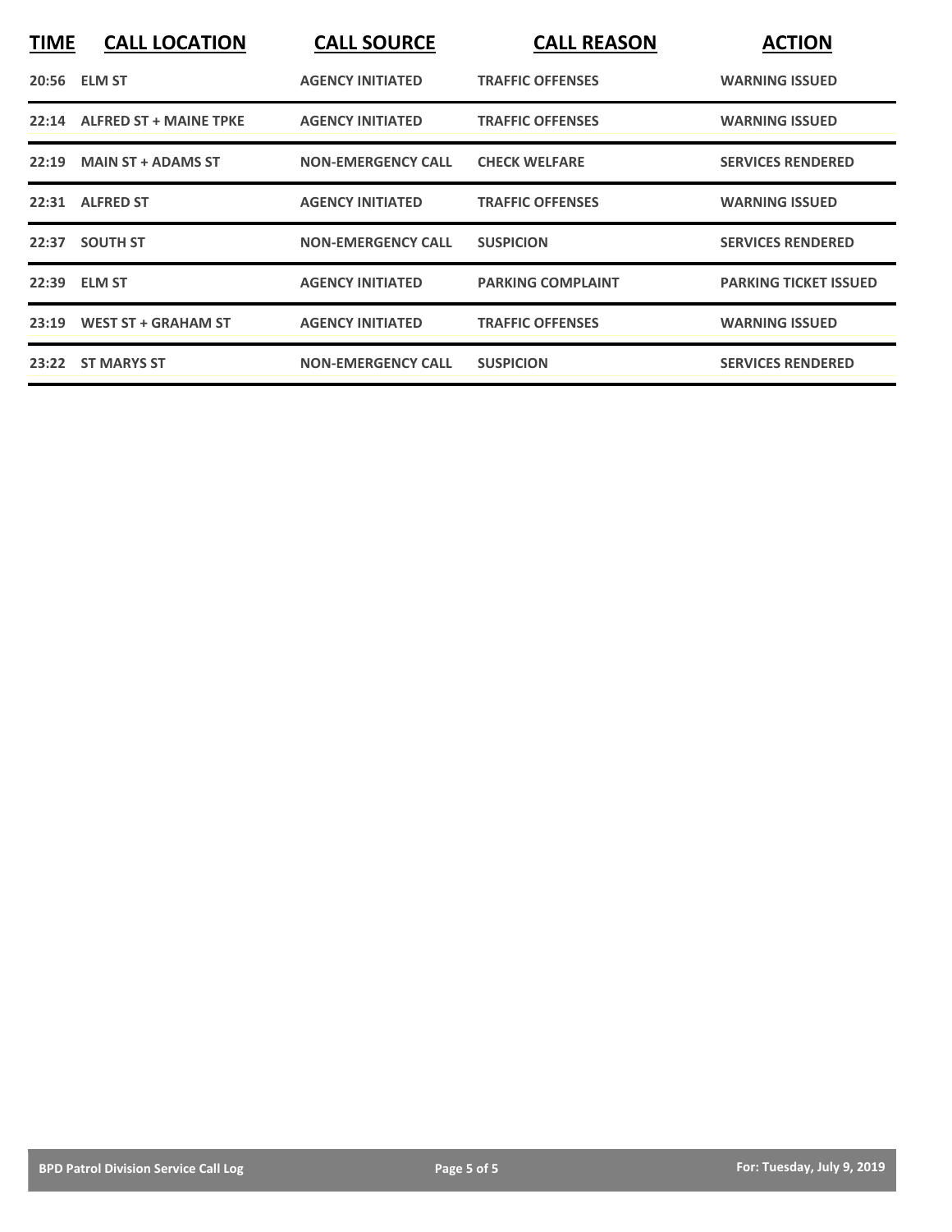| TIME | CALL LOCATION | CALL SOURCE | CALL REASON | ACTION |
| --- | --- | --- | --- | --- |
| 20:56 | ELM ST | AGENCY INITIATED | TRAFFIC OFFENSES | WARNING ISSUED |
| 22:14 | ALFRED ST + MAINE TPKE | AGENCY INITIATED | TRAFFIC OFFENSES | WARNING ISSUED |
| 22:19 | MAIN ST + ADAMS ST | NON-EMERGENCY CALL | CHECK WELFARE | SERVICES RENDERED |
| 22:31 | ALFRED ST | AGENCY INITIATED | TRAFFIC OFFENSES | WARNING ISSUED |
| 22:37 | SOUTH ST | NON-EMERGENCY CALL | SUSPICION | SERVICES RENDERED |
| 22:39 | ELM ST | AGENCY INITIATED | PARKING COMPLAINT | PARKING TICKET ISSUED |
| 23:19 | WEST ST + GRAHAM ST | AGENCY INITIATED | TRAFFIC OFFENSES | WARNING ISSUED |
| 23:22 | ST MARYS ST | NON-EMERGENCY CALL | SUSPICION | SERVICES RENDERED |